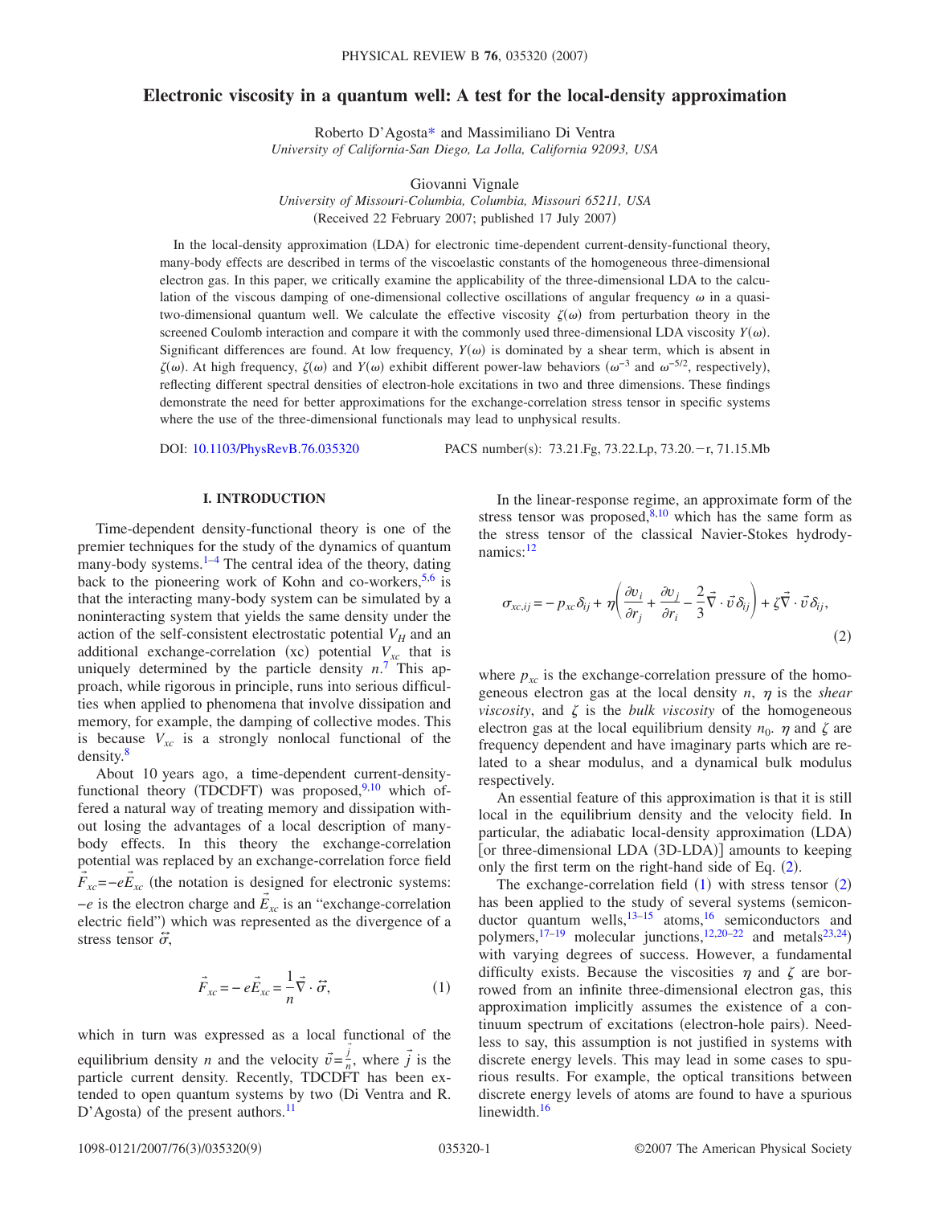# Electronic viscosity in a quantum well: A test for the local-density approximation

Roberto D'Agosta* and Massimiliano Di Ventra
*University of California-San Diego, La Jolla, California 92093, USA*

Giovanni Vignale
*University of Missouri-Columbia, Columbia, Missouri 65211, USA*
(Received 22 February 2007; published 17 July 2007)

In the local-density approximation (LDA) for electronic time-dependent current-density-functional theory, many-body effects are described in terms of the viscoelastic constants of the homogeneous three-dimensional electron gas. In this paper, we critically examine the applicability of the three-dimensional LDA to the calculation of the viscous damping of one-dimensional collective oscillations of angular frequency $\omega$ in a quasi-two-dimensional quantum well. We calculate the effective viscosity $\zeta(\omega)$ from perturbation theory in the screened Coulomb interaction and compare it with the commonly used three-dimensional LDA viscosity $Y(\omega)$. Significant differences are found. At low frequency, $Y(\omega)$ is dominated by a shear term, which is absent in $\zeta(\omega)$. At high frequency, $\zeta(\omega)$ and $Y(\omega)$ exhibit different power-law behaviors ($\omega^{-3}$ and $\omega^{-5/2}$, respectively), reflecting different spectral densities of electron-hole excitations in two and three dimensions. These findings demonstrate the need for better approximations for the exchange-correlation stress tensor in specific systems where the use of the three-dimensional functionals may lead to unphysical results.

DOI: 10.1103/PhysRevB.76.035320 PACS number(s): 73.21.Fg, 73.22.Lp, 73.20.−r, 71.15.Mb

## I. INTRODUCTION

Time-dependent density-functional theory is one of the premier techniques for the study of the dynamics of quantum many-body systems.[1–4] The central idea of the theory, dating back to the pioneering work of Kohn and co-workers,[5,6] is that the interacting many-body system can be simulated by a noninteracting system that yields the same density under the action of the self-consistent electrostatic potential $V_H$ and an additional exchange-correlation (xc) potential $V_{xc}$ that is uniquely determined by the particle density $n$.[7] This approach, while rigorous in principle, runs into serious difficulties when applied to phenomena that involve dissipation and memory, for example, the damping of collective modes. This is because $V_{xc}$ is a strongly nonlocal functional of the density.[8]

About 10 years ago, a time-dependent current-density-functional theory (TDCDFT) was proposed,[9,10] which offered a natural way of treating memory and dissipation without losing the advantages of a local description of many-body effects. In this theory the exchange-correlation potential was replaced by an exchange-correlation force field $\vec{F}_{xc}=-e\vec{E}_{xc}$ (the notation is designed for electronic systems: $-e$ is the electron charge and $\vec{E}_{xc}$ is an "exchange-correlation electric field") which was represented as the divergence of a stress tensor $\overleftrightarrow{\sigma}$,

$$\vec{F}_{xc}=-e\vec{E}_{xc}=\frac{1}{n}\vec{\nabla}\cdot\overleftrightarrow{\sigma}, \tag{1}$$

which in turn was expressed as a local functional of the equilibrium density $n$ and the velocity $\vec{v}=\frac{\vec{j}}{n}$, where $\vec{j}$ is the particle current density. Recently, TDCDFT has been extended to open quantum systems by two (Di Ventra and R. D'Agosta) of the present authors.[11]

In the linear-response regime, an approximate form of the stress tensor was proposed,[8,10] which has the same form as the stress tensor of the classical Navier-Stokes hydrodynamics:[12]

$$\sigma_{xc,ij}=-p_{xc}\delta_{ij}+\eta\left(\frac{\partial v_i}{\partial r_j}+\frac{\partial v_j}{\partial r_i}-\frac{2}{3}\vec{\nabla}\cdot\vec{v}\delta_{ij}\right)+\zeta\vec{\nabla}\cdot\vec{v}\delta_{ij}, \tag{2}$$

where $p_{xc}$ is the exchange-correlation pressure of the homogeneous electron gas at the local density $n$, $\eta$ is the *shear viscosity*, and $\zeta$ is the *bulk viscosity* of the homogeneous electron gas at the local equilibrium density $n_0$. $\eta$ and $\zeta$ are frequency dependent and have imaginary parts which are related to a shear modulus, and a dynamical bulk modulus respectively.

An essential feature of this approximation is that it is still local in the equilibrium density and the velocity field. In particular, the adiabatic local-density approximation (LDA) [or three-dimensional LDA (3D-LDA)] amounts to keeping only the first term on the right-hand side of Eq. (2).

The exchange-correlation field (1) with stress tensor (2) has been applied to the study of several systems (semiconductor quantum wells,[13–15] atoms,[16] semiconductors and polymers,[17–19] molecular junctions,[12,20–22] and metals[23,24]) with varying degrees of success. However, a fundamental difficulty exists. Because the viscosities $\eta$ and $\zeta$ are borrowed from an infinite three-dimensional electron gas, this approximation implicitly assumes the existence of a continuum spectrum of excitations (electron-hole pairs). Needless to say, this assumption is not justified in systems with discrete energy levels. This may lead in some cases to spurious results. For example, the optical transitions between discrete energy levels of atoms are found to have a spurious linewidth.[16]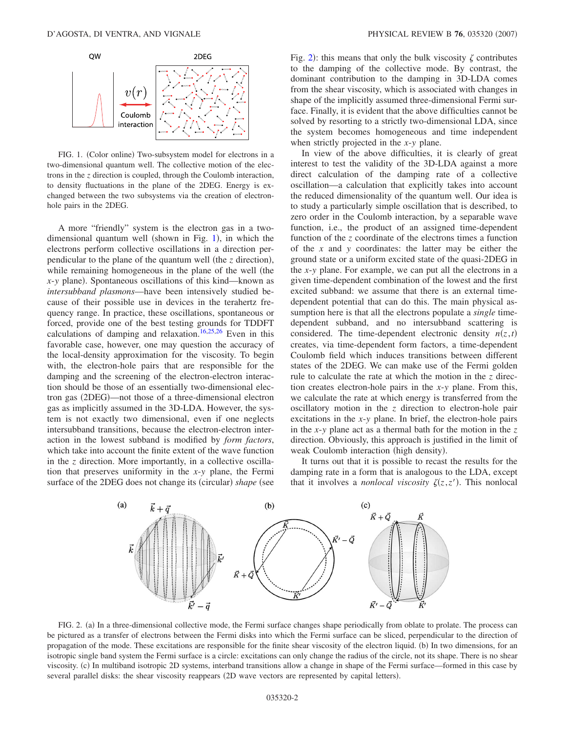FIG. 1. (Color online) Two-subsystem model for electrons in a two-dimensional quantum well. The collective motion of the electrons in the $z$ direction is coupled, through the Coulomb interaction, to density fluctuations in the plane of the 2DEG. Energy is exchanged between the two subsystems via the creation of electron-hole pairs in the 2DEG.

A more "friendly" system is the electron gas in a two-dimensional quantum well (shown in Fig. 1), in which the electrons perform collective oscillations in a direction perpendicular to the plane of the quantum well (the $z$ direction), while remaining homogeneous in the plane of the well (the $x$-$y$ plane). Spontaneous oscillations of this kind—known as *intersubband plasmons*—have been intensively studied because of their possible use in devices in the terahertz frequency range. In practice, these oscillations, spontaneous or forced, provide one of the best testing grounds for TDDFT calculations of damping and relaxation.[16,25,26] Even in this favorable case, however, one may question the accuracy of the local-density approximation for the viscosity. To begin with, the electron-hole pairs that are responsible for the damping and the screening of the electron-electron interaction should be those of an essentially two-dimensional electron gas (2DEG)—not those of a three-dimensional electron gas as implicitly assumed in the 3D-LDA. However, the system is not exactly two dimensional, even if one neglects intersubband transitions, because the electron-electron interaction in the lowest subband is modified by *form factors*, which take into account the finite extent of the wave function in the $z$ direction. More importantly, in a collective oscillation that preserves uniformity in the $x$-$y$ plane, the Fermi surface of the 2DEG does not change its (circular) *shape* (see Fig. 2): this means that only the bulk viscosity $\zeta$ contributes to the damping of the collective mode. By contrast, the dominant contribution to the damping in 3D-LDA comes from the shear viscosity, which is associated with changes in shape of the implicitly assumed three-dimensional Fermi surface. Finally, it is evident that the above difficulties cannot be solved by resorting to a strictly two-dimensional LDA, since the system becomes homogeneous and time independent when strictly projected in the $x$-$y$ plane.

In view of the above difficulties, it is clearly of great interest to test the validity of the 3D-LDA against a more direct calculation of the damping rate of a collective oscillation—a calculation that explicitly takes into account the reduced dimensionality of the quantum well. Our idea is to study a particularly simple oscillation that is described, to zero order in the Coulomb interaction, by a separable wave function, i.e., the product of an assigned time-dependent function of the $z$ coordinate of the electrons times a function of the $x$ and $y$ coordinates: the latter may be either the ground state or a uniform excited state of the quasi-2DEG in the $x$-$y$ plane. For example, we can put all the electrons in a given time-dependent combination of the lowest and the first excited subband: we assume that there is an external time-dependent potential that can do this. The main physical assumption here is that all the electrons populate a *single* time-dependent subband, and no intersubband scattering is considered. The time-dependent electronic density $n(z,t)$ creates, via time-dependent form factors, a time-dependent Coulomb field which induces transitions between different states of the 2DEG. We can make use of the Fermi golden rule to calculate the rate at which the motion in the $z$ direction creates electron-hole pairs in the $x$-$y$ plane. From this, we calculate the rate at which energy is transferred from the oscillatory motion in the $z$ direction to electron-hole pair excitations in the $x$-$y$ plane. In brief, the electron-hole pairs in the $x$-$y$ plane act as a thermal bath for the motion in the $z$ direction. Obviously, this approach is justified in the limit of weak Coulomb interaction (high density).

It turns out that it is possible to recast the results for the damping rate in a form that is analogous to the LDA, except that it involves a *nonlocal viscosity* $\zeta(z,z')$. This nonlocal

FIG. 2. (a) In a three-dimensional collective mode, the Fermi surface changes shape periodically from oblate to prolate. The process can be pictured as a transfer of electrons between the Fermi disks into which the Fermi surface can be sliced, perpendicular to the direction of propagation of the mode. These excitations are responsible for the finite shear viscosity of the electron liquid. (b) In two dimensions, for an isotropic single band system the Fermi surface is a circle: excitations can only change the radius of the circle, not its shape. There is no shear viscosity. (c) In multiband isotropic 2D systems, interband transitions allow a change in shape of the Fermi surface—formed in this case by several parallel disks: the shear viscosity reappears (2D wave vectors are represented by capital letters).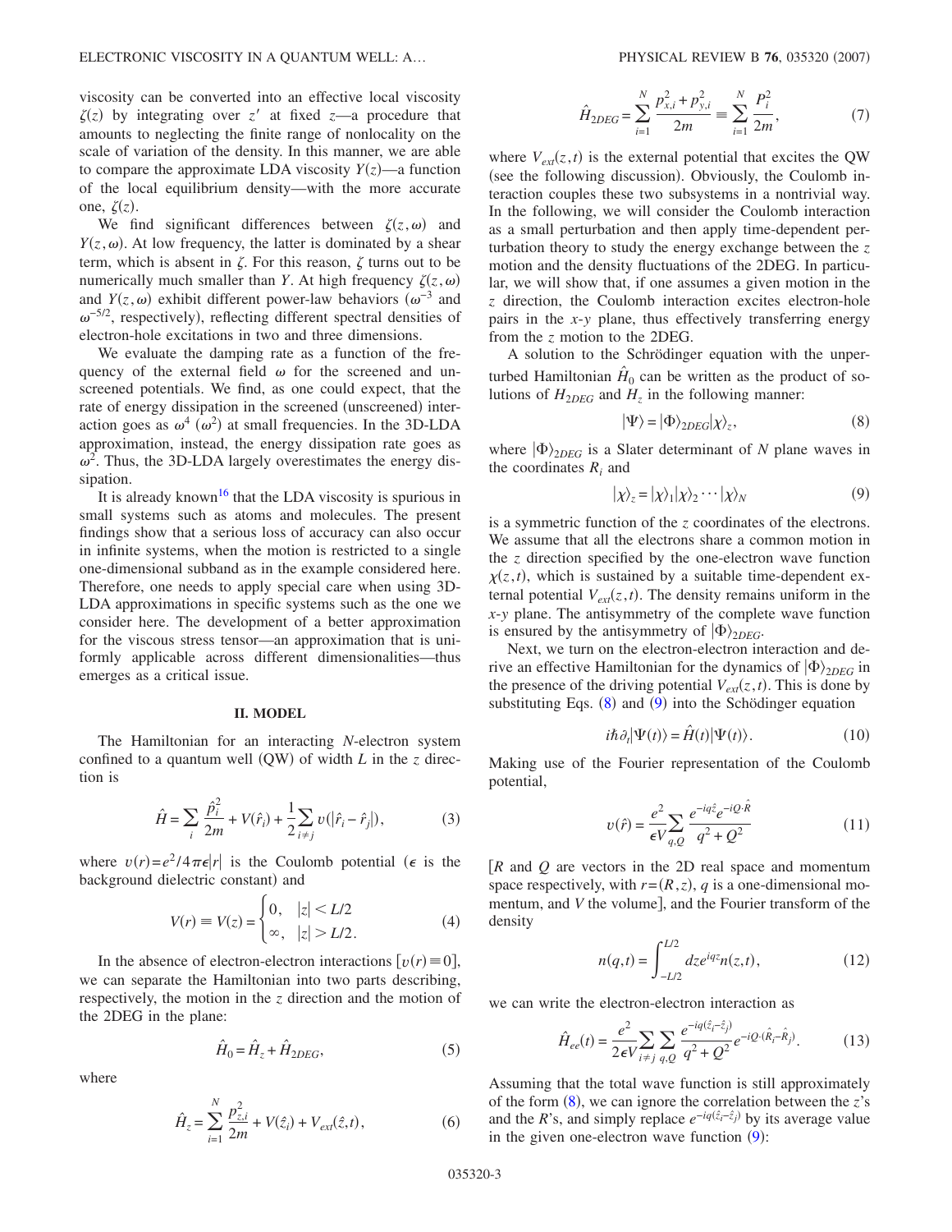viscosity can be converted into an effective local viscosity $\zeta(z)$ by integrating over $z'$ at fixed $z$—a procedure that amounts to neglecting the finite range of nonlocality on the scale of variation of the density. In this manner, we are able to compare the approximate LDA viscosity $Y(z)$—a function of the local equilibrium density—with the more accurate one, $\zeta(z)$.

We find significant differences between $\zeta(z,\omega)$ and $Y(z,\omega)$. At low frequency, the latter is dominated by a shear term, which is absent in $\zeta$. For this reason, $\zeta$ turns out to be numerically much smaller than $Y$. At high frequency $\zeta(z,\omega)$ and $Y(z,\omega)$ exhibit different power-law behaviors ($\omega^{-3}$ and $\omega^{-5/2}$, respectively), reflecting different spectral densities of electron-hole excitations in two and three dimensions.

We evaluate the damping rate as a function of the frequency of the external field $\omega$ for the screened and unscreened potentials. We find, as one could expect, that the rate of energy dissipation in the screened (unscreened) interaction goes as $\omega^4$ ($\omega^2$) at small frequencies. In the 3D-LDA approximation, instead, the energy dissipation rate goes as $\omega^2$. Thus, the 3D-LDA largely overestimates the energy dissipation.

It is already known[16] that the LDA viscosity is spurious in small systems such as atoms and molecules. The present findings show that a serious loss of accuracy can also occur in infinite systems, when the motion is restricted to a single one-dimensional subband as in the example considered here. Therefore, one needs to apply special care when using 3D-LDA approximations in specific systems such as the one we consider here. The development of a better approximation for the viscous stress tensor—an approximation that is uniformly applicable across different dimensionalities—thus emerges as a critical issue.

## II. MODEL

The Hamiltonian for an interacting $N$-electron system confined to a quantum well (QW) of width $L$ in the $z$ direction is

$$\hat{H} = \sum_i \frac{\hat{p}_i^2}{2m} + V(\hat{r}_i) + \frac{1}{2}\sum_{i\neq j} v(|\hat{r}_i - \hat{r}_j|), \tag{3}$$

where $v(r) = e^2/4\pi\epsilon|r|$ is the Coulomb potential ($\epsilon$ is the background dielectric constant) and

$$V(r) \equiv V(z) = \begin{cases} 0, & |z| < L/2 \\ \infty, & |z| > L/2. \end{cases} \tag{4}$$

In the absence of electron-electron interactions [$v(r)\equiv 0$], we can separate the Hamiltonian into two parts describing, respectively, the motion in the $z$ direction and the motion of the 2DEG in the plane:

$$\hat{H}_0 = \hat{H}_z + \hat{H}_{2DEG}, \tag{5}$$

where

$$\hat{H}_z = \sum_{i=1}^{N} \frac{p_{z,i}^2}{2m} + V(\hat{z}_i) + V_{ext}(\hat{z},t), \tag{6}$$

$$\hat{H}_{2DEG} = \sum_{i=1}^{N} \frac{p_{x,i}^2 + p_{y,i}^2}{2m} \equiv \sum_{i=1}^{N} \frac{P_i^2}{2m}, \tag{7}$$

where $V_{ext}(z,t)$ is the external potential that excites the QW (see the following discussion). Obviously, the Coulomb interaction couples these two subsystems in a nontrivial way. In the following, we will consider the Coulomb interaction as a small perturbation and then apply time-dependent perturbation theory to study the energy exchange between the $z$ motion and the density fluctuations of the 2DEG. In particular, we will show that, if one assumes a given motion in the $z$ direction, the Coulomb interaction excites electron-hole pairs in the $x$-$y$ plane, thus effectively transferring energy from the $z$ motion to the 2DEG.

A solution to the Schrödinger equation with the unperturbed Hamiltonian $\hat{H}_0$ can be written as the product of solutions of $H_{2DEG}$ and $H_z$ in the following manner:

$$|\Psi\rangle = |\Phi\rangle_{2DEG}|\chi\rangle_z, \tag{8}$$

where $|\Phi\rangle_{2DEG}$ is a Slater determinant of $N$ plane waves in the coordinates $R_i$ and

$$|\chi\rangle_z = |\chi\rangle_1|\chi\rangle_2 \cdots |\chi\rangle_N \tag{9}$$

is a symmetric function of the $z$ coordinates of the electrons. We assume that all the electrons share a common motion in the $z$ direction specified by the one-electron wave function $\chi(z,t)$, which is sustained by a suitable time-dependent external potential $V_{ext}(z,t)$. The density remains uniform in the $x$-$y$ plane. The antisymmetry of the complete wave function is ensured by the antisymmetry of $|\Phi\rangle_{2DEG}$.

Next, we turn on the electron-electron interaction and derive an effective Hamiltonian for the dynamics of $|\Phi\rangle_{2DEG}$ in the presence of the driving potential $V_{ext}(z,t)$. This is done by substituting Eqs. (8) and (9) into the Schödinger equation

$$i\hbar\partial_t|\Psi(t)\rangle = \hat{H}(t)|\Psi(t)\rangle. \tag{10}$$

Making use of the Fourier representation of the Coulomb potential,

$$v(\hat{r}) = \frac{e^2}{\epsilon V}\sum_{q,Q} \frac{e^{-iq\hat{z}}e^{-iQ\cdot\hat{R}}}{q^2+Q^2} \tag{11}$$

[$R$ and $Q$ are vectors in the 2D real space and momentum space respectively, with $r=(R,z)$, $q$ is a one-dimensional momentum, and $V$ the volume], and the Fourier transform of the density

$$n(q,t) = \int_{-L/2}^{L/2} dz e^{iqz} n(z,t), \tag{12}$$

we can write the electron-electron interaction as

$$\hat{H}_{ee}(t) = \frac{e^2}{2\epsilon V}\sum_{i\neq j}\sum_{q,Q} \frac{e^{-iq(\hat{z}_i-\hat{z}_j)}}{q^2+Q^2} e^{-iQ\cdot(\hat{R}_i-\hat{R}_j)}. \tag{13}$$

Assuming that the total wave function is still approximately of the form (8), we can ignore the correlation between the $z$'s and the $R$'s, and simply replace $e^{-iq(\hat{z}_i-\hat{z}_j)}$ by its average value in the given one-electron wave function (9):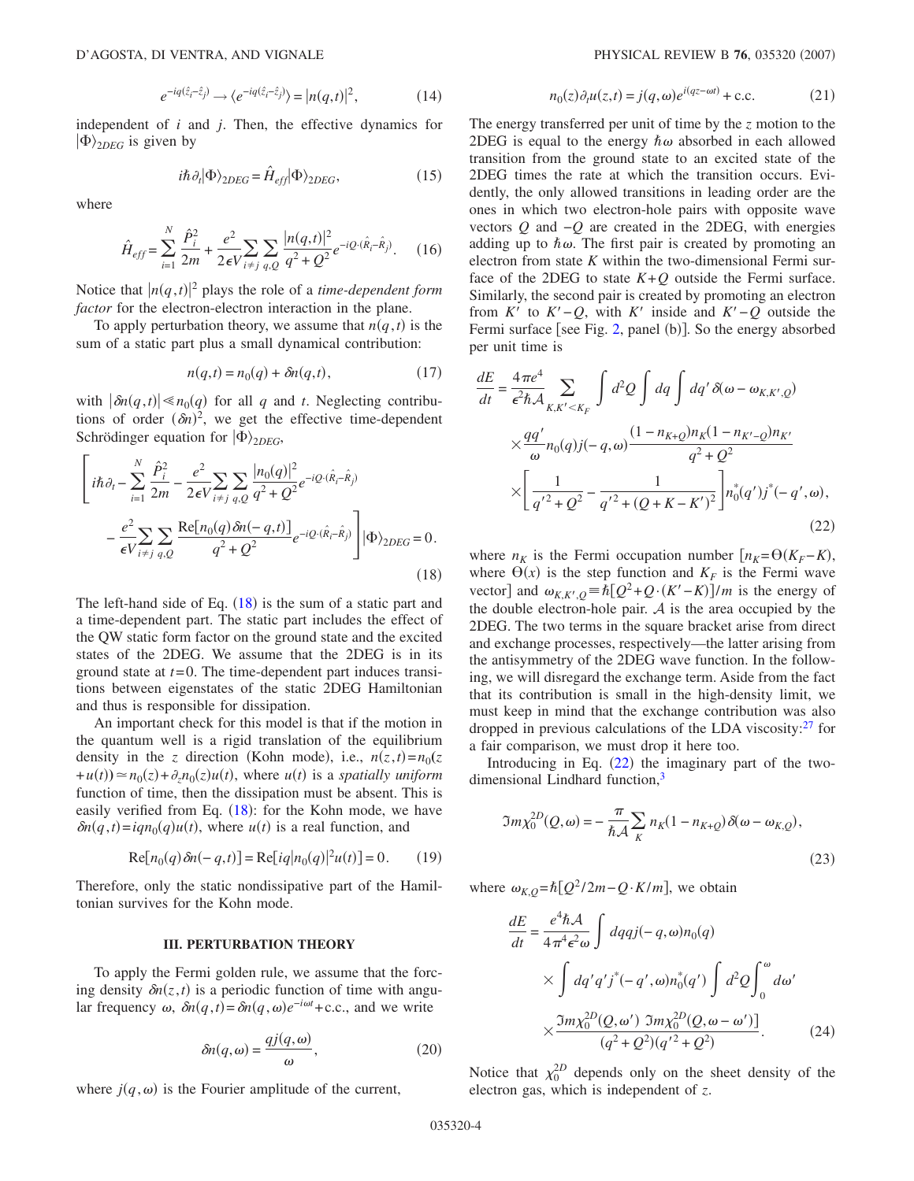$$e^{-iq(\hat{z}_i-\hat{z}_j)} \to \langle e^{-iq(\hat{z}_i-\hat{z}_j)}\rangle = |n(q,t)|^2, \tag{14}$$

independent of $i$ and $j$. Then, the effective dynamics for $|\Phi\rangle_{2DEG}$ is given by

$$i\hbar\partial_t|\Phi\rangle_{2DEG} = \hat{H}_{eff}|\Phi\rangle_{2DEG}, \tag{15}$$

where

$$\hat{H}_{eff} = \sum_{i=1}^{N}\frac{\hat{P}_i^2}{2m} + \frac{e^2}{2\epsilon V}\sum_{i\neq j}\sum_{q,Q}\frac{|n(q,t)|^2}{q^2+Q^2}e^{-iQ\cdot(\hat{R}_i-\hat{R}_j)}. \tag{16}$$

Notice that $|n(q,t)|^2$ plays the role of a *time-dependent form factor* for the electron-electron interaction in the plane.

To apply perturbation theory, we assume that $n(q,t)$ is the sum of a static part plus a small dynamical contribution:

$$n(q,t) = n_0(q) + \delta n(q,t), \tag{17}$$

with $|\delta n(q,t)| \ll n_0(q)$ for all $q$ and $t$. Neglecting contributions of order $(\delta n)^2$, we get the effective time-dependent Schrödinger equation for $|\Phi\rangle_{2DEG}$,

$$\left[i\hbar\partial_t - \sum_{i=1}^{N}\frac{\hat{P}_i^2}{2m} - \frac{e^2}{2\epsilon V}\sum_{i\neq j}\sum_{q,Q}\frac{|n_0(q)|^2}{q^2+Q^2}e^{-iQ\cdot(\hat{R}_i-\hat{R}_j)} - \frac{e^2}{\epsilon V}\sum_{i\neq j}\sum_{q,Q}\frac{\mathrm{Re}[n_0(q)\delta n(-q,t)]}{q^2+Q^2}e^{-iQ\cdot(\hat{R}_i-\hat{R}_j)}\right]|\Phi\rangle_{2DEG} = 0. \tag{18}$$

The left-hand side of Eq. (18) is the sum of a static part and a time-dependent part. The static part includes the effect of the QW static form factor on the ground state and the excited states of the 2DEG. We assume that the 2DEG is in its ground state at $t=0$. The time-dependent part induces transitions between eigenstates of the static 2DEG Hamiltonian and thus is responsible for dissipation.

An important check for this model is that if the motion in the quantum well is a rigid translation of the equilibrium density in the $z$ direction (Kohn mode), i.e., $n(z,t)=n_0(z+u(t)) \simeq n_0(z)+\partial_z n_0(z)u(t)$, where $u(t)$ is a *spatially uniform* function of time, then the dissipation must be absent. This is easily verified from Eq. (18): for the Kohn mode, we have $\delta n(q,t)=iqn_0(q)u(t)$, where $u(t)$ is a real function, and

$$\mathrm{Re}[n_0(q)\delta n(-q,t)] = \mathrm{Re}[iq|n_0(q)|^2u(t)] = 0. \tag{19}$$

Therefore, only the static nondissipative part of the Hamiltonian survives for the Kohn mode.

### III. PERTURBATION THEORY

To apply the Fermi golden rule, we assume that the forcing density $\delta n(z,t)$ is a periodic function of time with angular frequency $\omega$, $\delta n(q,t)=\delta n(q,\omega)e^{-i\omega t}+\text{c.c.}$, and we write

$$\delta n(q,\omega) = \frac{qj(q,\omega)}{\omega}, \tag{20}$$

where $j(q,\omega)$ is the Fourier amplitude of the current,

$$n_0(z)\partial_t u(z,t) = j(q,\omega)e^{i(qz-\omega t)} + \text{c.c.} \tag{21}$$

The energy transferred per unit of time by the $z$ motion to the 2DEG is equal to the energy $\hbar\omega$ absorbed in each allowed transition from the ground state to an excited state of the 2DEG times the rate at which the transition occurs. Evidently, the only allowed transitions in leading order are the ones in which two electron-hole pairs with opposite wave vectors $Q$ and $-Q$ are created in the 2DEG, with energies adding up to $\hbar\omega$. The first pair is created by promoting an electron from state $K$ within the two-dimensional Fermi surface of the 2DEG to state $K+Q$ outside the Fermi surface. Similarly, the second pair is created by promoting an electron from $K'$ to $K'-Q$, with $K'$ inside and $K'-Q$ outside the Fermi surface [see Fig. 2, panel (b)]. So the energy absorbed per unit time is

$$\frac{dE}{dt} = \frac{4\pi e^4}{\epsilon^2\hbar\mathcal{A}}\sum_{K,K'<K_F}\int d^2Q\int dq\int dq'\,\delta(\omega-\omega_{K,K',Q}) \times\frac{qq'}{\omega}n_0(q)j(-q,\omega)\frac{(1-n_{K+Q})n_K(1-n_{K'-Q})n_{K'}}{q^2+Q^2} \times\left[\frac{1}{q'^2+Q^2}-\frac{1}{q'^2+(Q+K-K')^2}\right]n_0^*(q')j^*(-q',\omega), \tag{22}$$

where $n_K$ is the Fermi occupation number [$n_K=\Theta(K_F-K)$, where $\Theta(x)$ is the step function and $K_F$ is the Fermi wave vector] and $\omega_{K,K',Q}\equiv\hbar[Q^2+Q\cdot(K'-K)]/m$ is the energy of the double electron-hole pair. $\mathcal{A}$ is the area occupied by the 2DEG. The two terms in the square bracket arise from direct and exchange processes, respectively—the latter arising from the antisymmetry of the 2DEG wave function. In the following, we will disregard the exchange term. Aside from the fact that its contribution is small in the high-density limit, we must keep in mind that the exchange contribution was also dropped in previous calculations of the LDA viscosity:[27] for a fair comparison, we must drop it here too.

Introducing in Eq. (22) the imaginary part of the two-dimensional Lindhard function,[3]

$$\Im m\chi_0^{2D}(Q,\omega) = -\frac{\pi}{\hbar\mathcal{A}}\sum_K n_K(1-n_{K+Q})\delta(\omega-\omega_{K,Q}), \tag{23}$$

where $\omega_{K,Q}=\hbar[Q^2/2m-Q\cdot K/m]$, we obtain

$$\frac{dE}{dt} = \frac{e^4\hbar\mathcal{A}}{4\pi^4\epsilon^2\omega}\int dq\,qj(-q,\omega)n_0(q) \times\int dq'\,q'j^*(-q',\omega)n_0^*(q')\int d^2Q\int_0^\omega d\omega' \times\frac{\Im m\chi_0^{2D}(Q,\omega')\,\Im m\chi_0^{2D}(Q,\omega-\omega')]}{(q^2+Q^2)(q'^2+Q^2)}. \tag{24}$$

Notice that $\chi_0^{2D}$ depends only on the sheet density of the electron gas, which is independent of $z$.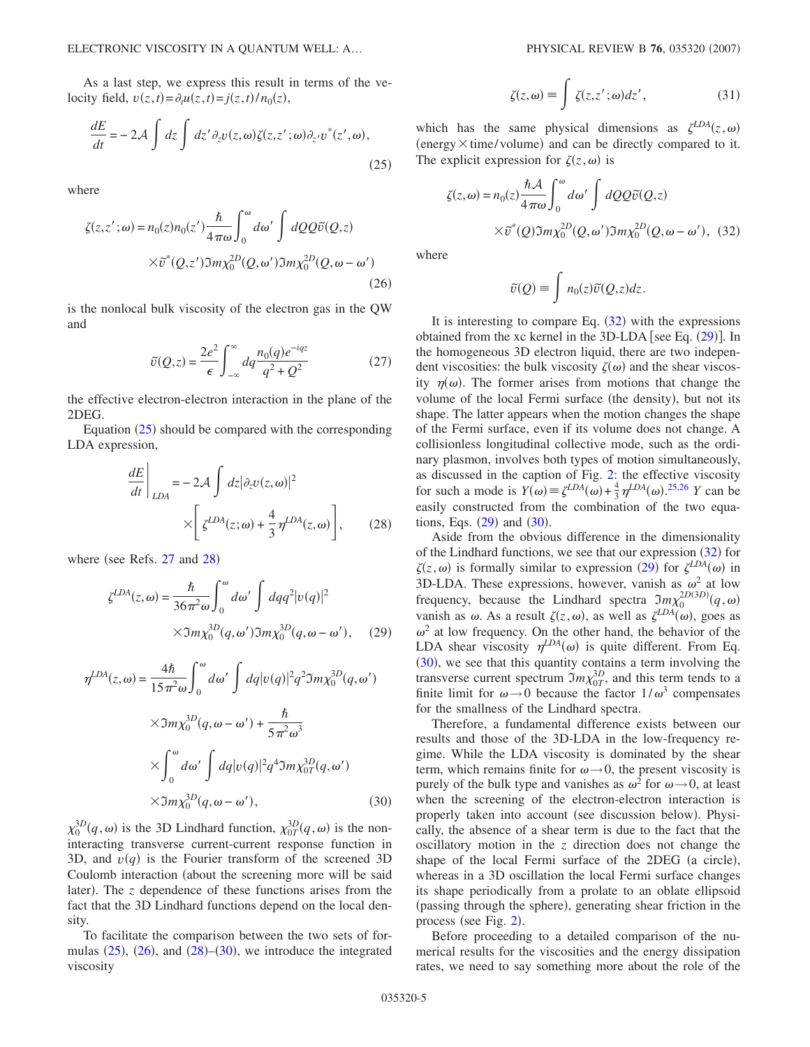As a last step, we express this result in terms of the velocity field, $v(z,t)=\partial_t u(z,t)=j(z,t)/n_0(z)$,

$$\frac{dE}{dt}=-2\mathcal{A}\int dz\int dz'\partial_z v(z,\omega)\zeta(z,z';\omega)\partial_{z'}v^*(z',\omega), \tag{25}$$

where

$$\zeta(z,z';\omega)=n_0(z)n_0(z')\frac{\hbar}{4\pi\omega}\int_0^\omega d\omega'\int dQ Q\tilde{v}(Q,z)\times\tilde{v}^*(Q,z')\Im m\chi_0^{2D}(Q,\omega')\Im m\chi_0^{2D}(Q,\omega-\omega') \tag{26}$$

is the nonlocal bulk viscosity of the electron gas in the QW and

$$\tilde{v}(Q,z)=\frac{2e^2}{\epsilon}\int_{-\infty}^{\infty}dq\frac{n_0(q)e^{-iqz}}{q^2+Q^2} \tag{27}$$

the effective electron-electron interaction in the plane of the 2DEG.

Equation (25) should be compared with the corresponding LDA expression,

$$\left.\frac{dE}{dt}\right|_{LDA}=-2\mathcal{A}\int dz|\partial_z v(z,\omega)|^2\times\left[\zeta^{LDA}(z;\omega)+\frac{4}{3}\eta^{LDA}(z,\omega)\right], \tag{28}$$

where (see Refs. 27 and 28)

$$\zeta^{LDA}(z,\omega)=\frac{\hbar}{36\pi^2\omega}\int_0^\omega d\omega'\int dq q^2|v(q)|^2\times\Im m\chi_0^{3D}(q,\omega')\Im m\chi_0^{3D}(q,\omega-\omega'), \tag{29}$$

$$\eta^{LDA}(z,\omega)=\frac{4\hbar}{15\pi^2\omega}\int_0^\omega d\omega'\int dq|v(q)|^2q^2\Im m\chi_0^{3D}(q,\omega')\times\Im m\chi_0^{3D}(q,\omega-\omega')+\frac{\hbar}{5\pi^2\omega^3}\times\int_0^\omega d\omega'\int dq|v(q)|^2q^4\Im m\chi_{0T}^{3D}(q,\omega')\times\Im m\chi_0^{3D}(q,\omega-\omega'), \tag{30}$$

$\chi_0^{3D}(q,\omega)$ is the 3D Lindhard function, $\chi_{0T}^{3D}(q,\omega)$ is the noninteracting transverse current-current response function in 3D, and $v(q)$ is the Fourier transform of the screened 3D Coulomb interaction (about the screening more will be said later). The $z$ dependence of these functions arises from the fact that the 3D Lindhard functions depend on the local density.

To facilitate the comparison between the two sets of formulas (25), (26), and (28)–(30), we introduce the integrated viscosity

$$\zeta(z,\omega)\equiv\int\zeta(z,z';\omega)dz', \tag{31}$$

which has the same physical dimensions as $\zeta^{LDA}(z,\omega)$ (energy×time/volume) and can be directly compared to it. The explicit expression for $\zeta(z,\omega)$ is

$$\zeta(z,\omega)=n_0(z)\frac{\hbar\mathcal{A}}{4\pi\omega}\int_0^\omega d\omega'\int dQ Q\tilde{v}(Q,z)\times\tilde{v}^*(Q)\Im m\chi_0^{2D}(Q,\omega')\Im m\chi_0^{2D}(Q,\omega-\omega'), \tag{32}$$

where

$$\tilde{v}(Q)\equiv\int n_0(z)\tilde{v}(Q,z)dz.$$

It is interesting to compare Eq. (32) with the expressions obtained from the xc kernel in the 3D-LDA [see Eq. (29)]. In the homogeneous 3D electron liquid, there are two independent viscosities: the bulk viscosity $\zeta(\omega)$ and the shear viscosity $\eta(\omega)$. The former arises from motions that change the volume of the local Fermi surface (the density), but not its shape. The latter appears when the motion changes the shape of the Fermi surface, even if its volume does not change. A collisionless longitudinal collective mode, such as the ordinary plasmon, involves both types of motion simultaneously, as discussed in the caption of Fig. 2: the effective viscosity for such a mode is $Y(\omega)\equiv\zeta^{LDA}(\omega)+\frac{4}{3}\eta^{LDA}(\omega)$.[25,26] $Y$ can be easily constructed from the combination of the two equations, Eqs. (29) and (30).

Aside from the obvious difference in the dimensionality of the Lindhard functions, we see that our expression (32) for $\zeta(z,\omega)$ is formally similar to expression (29) for $\zeta^{LDA}(\omega)$ in 3D-LDA. These expressions, however, vanish as $\omega^2$ at low frequency, because the Lindhard spectra $\Im m\chi_0^{2D(3D)}(q,\omega)$ vanish as $\omega$. As a result $\zeta(z,\omega)$, as well as $\zeta^{LDA}(\omega)$, goes as $\omega^2$ at low frequency. On the other hand, the behavior of the LDA shear viscosity $\eta^{LDA}(\omega)$ is quite different. From Eq. (30), we see that this quantity contains a term involving the transverse current spectrum $\Im m\chi_{0T}^{3D}$, and this term tends to a finite limit for $\omega\to 0$ because the factor $1/\omega^3$ compensates for the smallness of the Lindhard spectra.

Therefore, a fundamental difference exists between our results and those of the 3D-LDA in the low-frequency regime. While the LDA viscosity is dominated by the shear term, which remains finite for $\omega\to 0$, the present viscosity is purely of the bulk type and vanishes as $\omega^2$ for $\omega\to 0$, at least when the screening of the electron-electron interaction is properly taken into account (see discussion below). Physically, the absence of a shear term is due to the fact that the oscillatory motion in the $z$ direction does not change the shape of the local Fermi surface of the 2DEG (a circle), whereas in a 3D oscillation the local Fermi surface changes its shape periodically from a prolate to an oblate ellipsoid (passing through the sphere), generating shear friction in the process (see Fig. 2).

Before proceeding to a detailed comparison of the numerical results for the viscosities and the energy dissipation rates, we need to say something more about the role of the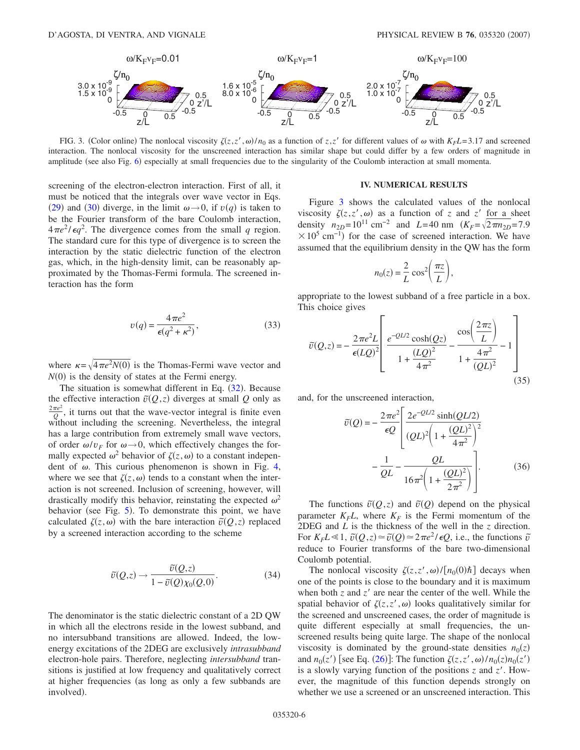FIG. 3. (Color online) The nonlocal viscosity $\zeta(z,z',\omega)/n_0$ as a function of $z,z'$ for different values of $\omega$ with $K_F L=3.17$ and screened interaction. The nonlocal viscosity for the unscreened interaction has similar shape but could differ by a few orders of magnitude in amplitude (see also Fig. 6) especially at small frequencies due to the singularity of the Coulomb interaction at small momenta.

screening of the electron-electron interaction. First of all, it must be noticed that the integrals over wave vector in Eqs. (29) and (30) diverge, in the limit $\omega \to 0$, if $v(q)$ is taken to be the Fourier transform of the bare Coulomb interaction, $4\pi e^2/\epsilon q^2$. The divergence comes from the small $q$ region. The standard cure for this type of divergence is to screen the interaction by the static dielectric function of the electron gas, which, in the high-density limit, can be reasonably approximated by the Thomas-Fermi formula. The screened interaction has the form

$$v(q) = \frac{4\pi e^2}{\epsilon(q^2+\kappa^2)}, \tag{33}$$

where $\kappa = \sqrt{4\pi e^2 N(0)}$ is the Thomas-Fermi wave vector and $N(0)$ is the density of states at the Fermi energy.

The situation is somewhat different in Eq. (32). Because the effective interaction $\tilde{v}(Q,z)$ diverges at small $Q$ only as $\frac{2\pi e^2}{Q}$, it turns out that the wave-vector integral is finite even without including the screening. Nevertheless, the integral has a large contribution from extremely small wave vectors, of order $\omega/v_F$ for $\omega \to 0$, which effectively changes the formally expected $\omega^2$ behavior of $\zeta(z,\omega)$ to a constant independent of $\omega$. This curious phenomenon is shown in Fig. 4, where we see that $\zeta(z,\omega)$ tends to a constant when the interaction is not screened. Inclusion of screening, however, will drastically modify this behavior, reinstating the expected $\omega^2$ behavior (see Fig. 5). To demonstrate this point, we have calculated $\zeta(z,\omega)$ with the bare interaction $\tilde{v}(Q,z)$ replaced by a screened interaction according to the scheme

$$\tilde{v}(Q,z) \to \frac{\tilde{v}(Q,z)}{1-\tilde{v}(Q)\chi_0(Q,0)}. \tag{34}$$

The denominator is the static dielectric constant of a 2D QW in which all the electrons reside in the lowest subband, and no intersubband transitions are allowed. Indeed, the low-energy excitations of the 2DEG are exclusively *intrasubband* electron-hole pairs. Therefore, neglecting *intersubband* transitions is justified at low frequency and qualitatively correct at higher frequencies (as long as only a few subbands are involved).

## IV. NUMERICAL RESULTS

Figure 3 shows the calculated values of the nonlocal viscosity $\zeta(z,z',\omega)$ as a function of $z$ and $z'$ for a sheet density $n_{2D}=10^{11}$ cm$^{-2}$ and $L=40$ nm $(K_F=\sqrt{2\pi n_{2D}}=7.9\times 10^5$ cm$^{-1})$ for the case of screened interaction. We have assumed that the equilibrium density in the QW has the form

$$n_0(z) = \frac{2}{L}\cos^2\left(\frac{\pi z}{L}\right),$$

appropriate to the lowest subband of a free particle in a box. This choice gives

$$\tilde{v}(Q,z) = -\frac{2\pi e^2 L}{\epsilon(LQ)^2}\left[\frac{e^{-QL/2}\cosh(Qz)}{1+\dfrac{(LQ)^2}{4\pi^2}} - \frac{\cos\left(\dfrac{2\pi z}{L}\right)}{1+\dfrac{4\pi^2}{(QL)^2}} - 1\right] \tag{35}$$

and, for the unscreened interaction,

$$\tilde{v}(Q) = -\frac{2\pi e^2}{\epsilon Q}\left[\frac{2e^{-QL/2}\sinh(QL/2)}{(QL)^2\left(1+\dfrac{(QL)^2}{4\pi^2}\right)^2} - \frac{1}{QL} - \frac{QL}{16\pi^2\left(1+\dfrac{(QL)^2}{2\pi^2}\right)}\right]. \tag{36}$$

The functions $\tilde{v}(Q,z)$ and $\tilde{v}(Q)$ depend on the physical parameter $K_F L$, where $K_F$ is the Fermi momentum of the 2DEG and $L$ is the thickness of the well in the $z$ direction. For $K_F L \ll 1$, $\tilde{v}(Q,z) \simeq \tilde{v}(Q) \simeq 2\pi e^2/\epsilon Q$, i.e., the functions $\tilde{v}$ reduce to Fourier transforms of the bare two-dimensional Coulomb potential.

The nonlocal viscosity $\zeta(z,z',\omega)/[n_0(0)\hbar]$ decays when one of the points is close to the boundary and it is maximum when both $z$ and $z'$ are near the center of the well. While the spatial behavior of $\zeta(z,z',\omega)$ looks qualitatively similar for the screened and unscreened cases, the order of magnitude is quite different especially at small frequencies, the unscreened results being quite large. The shape of the nonlocal viscosity is dominated by the ground-state densities $n_0(z)$ and $n_0(z')$ [see Eq. (26)]: The function $\zeta(z,z',\omega)/n_0(z)n_0(z')$ is a slowly varying function of the positions $z$ and $z'$. However, the magnitude of this function depends strongly on whether we use a screened or an unscreened interaction. This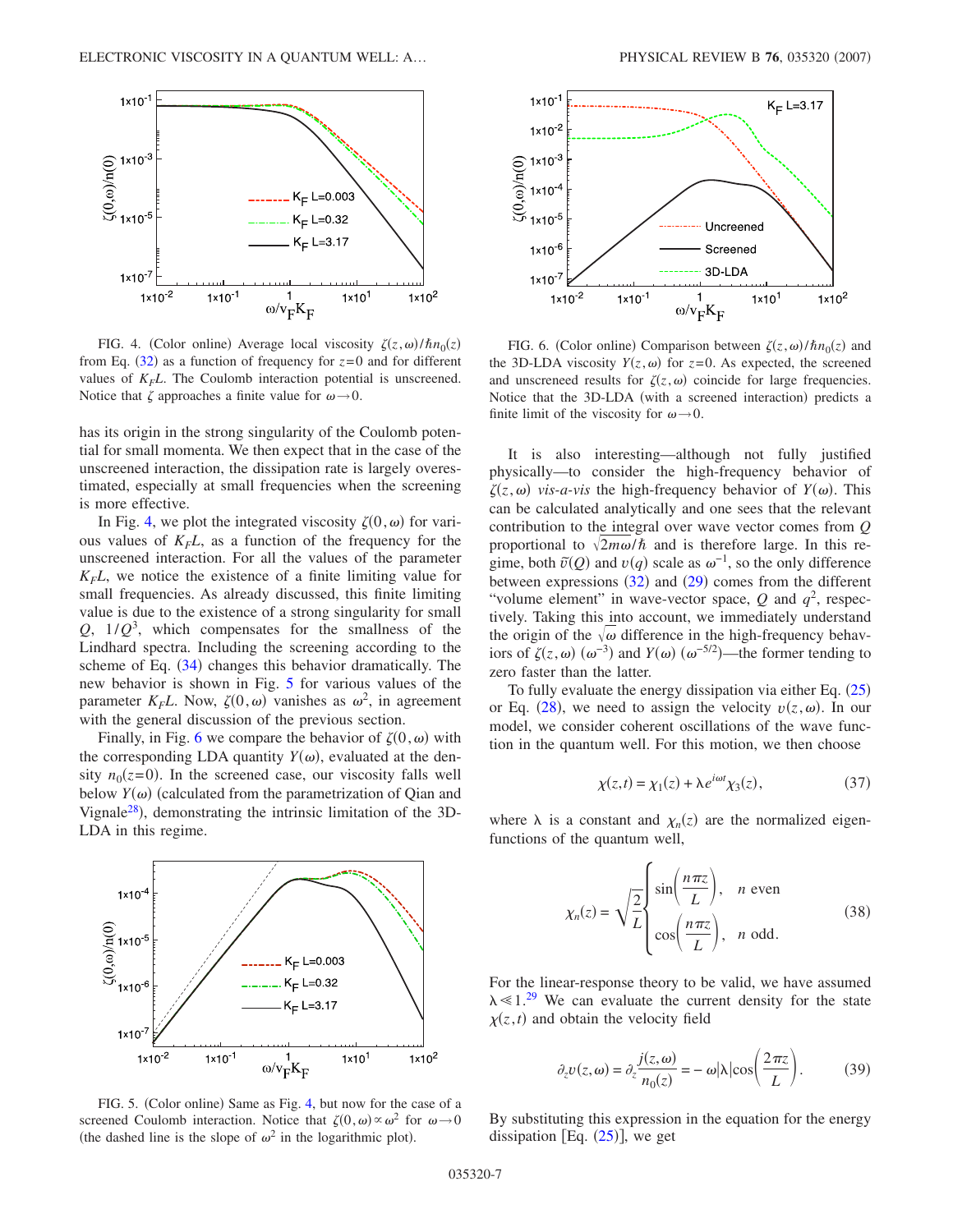FIG. 4. (Color online) Average local viscosity $\zeta(z,\omega)/\hbar n_0(z)$ from Eq. (32) as a function of frequency for $z=0$ and for different values of $K_F L$. The Coulomb interaction potential is unscreened. Notice that $\zeta$ approaches a finite value for $\omega \to 0$.

has its origin in the strong singularity of the Coulomb potential for small momenta. We then expect that in the case of the unscreened interaction, the dissipation rate is largely overestimated, especially at small frequencies when the screening is more effective.

In Fig. 4, we plot the integrated viscosity $\zeta(0,\omega)$ for various values of $K_F L$, as a function of the frequency for the unscreened interaction. For all the values of the parameter $K_F L$, we notice the existence of a finite limiting value for small frequencies. As already discussed, this finite limiting value is due to the existence of a strong singularity for small $Q$, $1/Q^3$, which compensates for the smallness of the Lindhard spectra. Including the screening according to the scheme of Eq. (34) changes this behavior dramatically. The new behavior is shown in Fig. 5 for various values of the parameter $K_F L$. Now, $\zeta(0,\omega)$ vanishes as $\omega^2$, in agreement with the general discussion of the previous section.

Finally, in Fig. 6 we compare the behavior of $\zeta(0,\omega)$ with the corresponding LDA quantity $Y(\omega)$, evaluated at the density $n_0(z=0)$. In the screened case, our viscosity falls well below $Y(\omega)$ (calculated from the parametrization of Qian and Vignale[28]), demonstrating the intrinsic limitation of the 3D-LDA in this regime.

FIG. 5. (Color online) Same as Fig. 4, but now for the case of a screened Coulomb interaction. Notice that $\zeta(0,\omega) \propto \omega^2$ for $\omega \to 0$ (the dashed line is the slope of $\omega^2$ in the logarithmic plot).

FIG. 6. (Color online) Comparison between $\zeta(z,\omega)/\hbar n_0(z)$ and the 3D-LDA viscosity $Y(z,\omega)$ for $z=0$. As expected, the screened and unscreneed results for $\zeta(z,\omega)$ coincide for large frequencies. Notice that the 3D-LDA (with a screened interaction) predicts a finite limit of the viscosity for $\omega \to 0$.

It is also interesting—although not fully justified physically—to consider the high-frequency behavior of $\zeta(z,\omega)$ *vis-a-vis* the high-frequency behavior of $Y(\omega)$. This can be calculated analytically and one sees that the relevant contribution to the integral over wave vector comes from $Q$ proportional to $\sqrt{2m\omega/\hbar}$ and is therefore large. In this regime, both $\tilde{v}(Q)$ and $v(q)$ scale as $\omega^{-1}$, so the only difference between expressions (32) and (29) comes from the different "volume element" in wave-vector space, $Q$ and $q^2$, respectively. Taking this into account, we immediately understand the origin of the $\sqrt{\omega}$ difference in the high-frequency behaviors of $\zeta(z,\omega)$ ($\omega^{-3}$) and $Y(\omega)$ ($\omega^{-5/2}$)—the former tending to zero faster than the latter.

To fully evaluate the energy dissipation via either Eq. (25) or Eq. (28), we need to assign the velocity $v(z,\omega)$. In our model, we consider coherent oscillations of the wave function in the quantum well. For this motion, we then choose

$$\chi(z,t) = \chi_1(z) + \lambda e^{i\omega t}\chi_3(z), \tag{37}$$

where $\lambda$ is a constant and $\chi_n(z)$ are the normalized eigenfunctions of the quantum well,

$$\chi_n(z) = \sqrt{\frac{2}{L}}\begin{cases} \sin\left(\dfrac{n\pi z}{L}\right), & n \text{ even} \\ \cos\left(\dfrac{n\pi z}{L}\right), & n \text{ odd}. \end{cases} \tag{38}$$

For the linear-response theory to be valid, we have assumed $\lambda \ll 1$.[29] We can evaluate the current density for the state $\chi(z,t)$ and obtain the velocity field

$$\partial_z v(z,\omega) = \partial_z \frac{j(z,\omega)}{n_0(z)} = -\omega|\lambda|\cos\left(\frac{2\pi z}{L}\right). \tag{39}$$

By substituting this expression in the equation for the energy dissipation [Eq. (25)], we get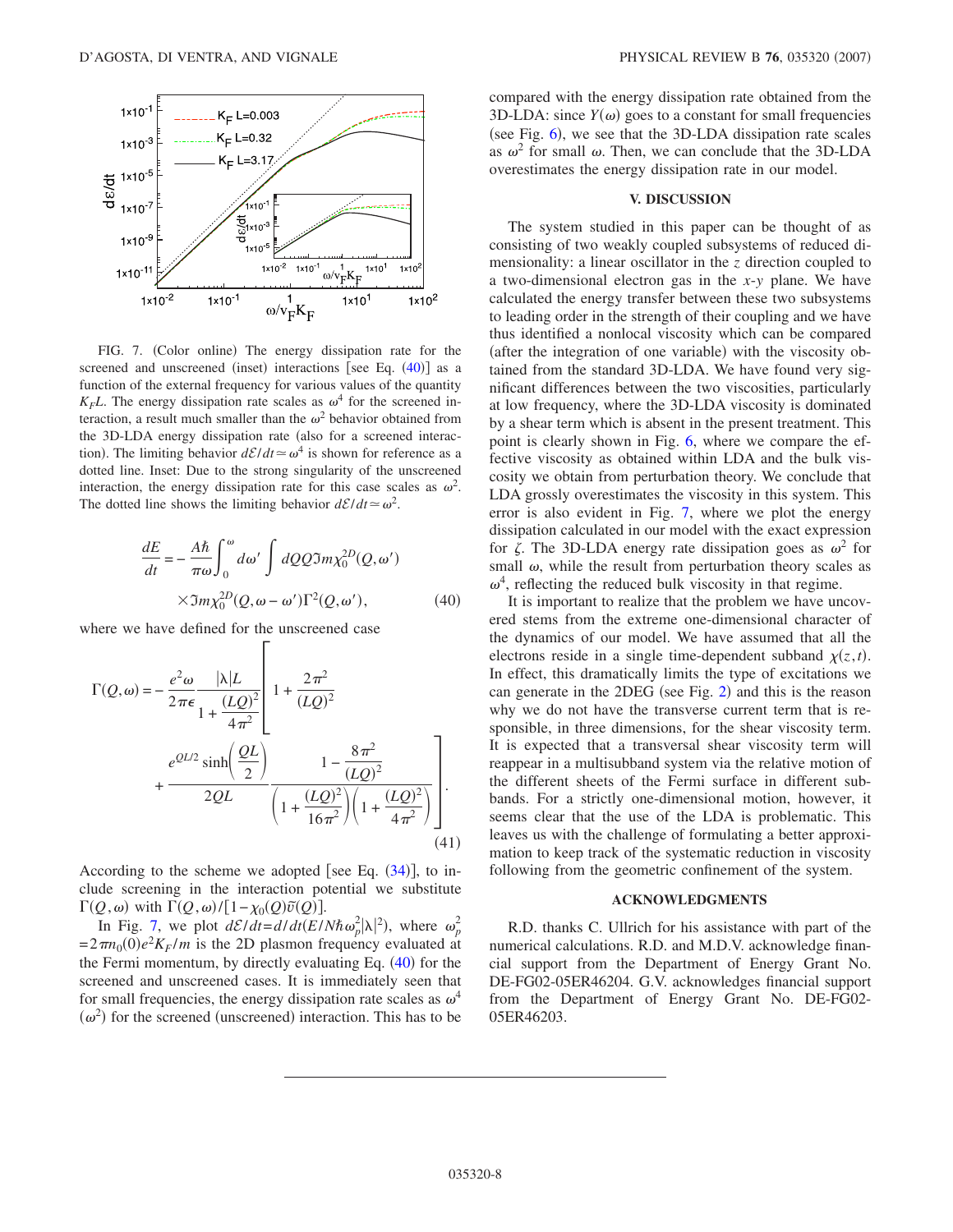FIG. 7. (Color online) The energy dissipation rate for the screened and unscreened (inset) interactions [see Eq. (40)] as a function of the external frequency for various values of the quantity $K_F L$. The energy dissipation rate scales as $\omega^4$ for the screened interaction, a result much smaller than the $\omega^2$ behavior obtained from the 3D-LDA energy dissipation rate (also for a screened interaction). The limiting behavior $d\mathcal{E}/dt \simeq \omega^4$ is shown for reference as a dotted line. Inset: Due to the strong singularity of the unscreened interaction, the energy dissipation rate for this case scales as $\omega^2$. The dotted line shows the limiting behavior $d\mathcal{E}/dt \simeq \omega^2$.

$$\frac{dE}{dt} = -\frac{A\hbar}{\pi\omega}\int_0^\omega d\omega' \int dQ Q \Im m\chi_0^{2D}(Q,\omega') \times \Im m\chi_0^{2D}(Q,\omega-\omega')\Gamma^2(Q,\omega'), \tag{40}$$

where we have defined for the unscreened case

$$\Gamma(Q,\omega) = -\frac{e^2\omega}{2\pi\epsilon}\frac{|\lambda|L}{1+\frac{(LQ)^2}{4\pi^2}}\left[1+\frac{2\pi^2}{(LQ)^2} + \frac{e^{QL/2}\sinh\left(\frac{QL}{2}\right)}{2QL}\frac{1-\frac{8\pi^2}{(LQ)^2}}{\left(1+\frac{(LQ)^2}{16\pi^2}\right)\left(1+\frac{(LQ)^2}{4\pi^2}\right)}\right]. \tag{41}$$

According to the scheme we adopted [see Eq. (34)], to include screening in the interaction potential we substitute $\Gamma(Q,\omega)$ with $\Gamma(Q,\omega)/[1-\chi_0(Q)\tilde{v}(Q)]$.

In Fig. 7, we plot $d\mathcal{E}/dt = d/dt(E/N\hbar\omega_p^2|\lambda|^2)$, where $\omega_p^2 = 2\pi n_0(0)e^2K_F/m$ is the 2D plasmon frequency evaluated at the Fermi momentum, by directly evaluating Eq. (40) for the screened and unscreened cases. It is immediately seen that for small frequencies, the energy dissipation rate scales as $\omega^4$ ($\omega^2$) for the screened (unscreened) interaction. This has to be compared with the energy dissipation rate obtained from the 3D-LDA: since $Y(\omega)$ goes to a constant for small frequencies (see Fig. 6), we see that the 3D-LDA dissipation rate scales as $\omega^2$ for small $\omega$. Then, we can conclude that the 3D-LDA overestimates the energy dissipation rate in our model.

## V. DISCUSSION

The system studied in this paper can be thought of as consisting of two weakly coupled subsystems of reduced dimensionality: a linear oscillator in the $z$ direction coupled to a two-dimensional electron gas in the $x$-$y$ plane. We have calculated the energy transfer between these two subsystems to leading order in the strength of their coupling and we have thus identified a nonlocal viscosity which can be compared (after the integration of one variable) with the viscosity obtained from the standard 3D-LDA. We have found very significant differences between the two viscosities, particularly at low frequency, where the 3D-LDA viscosity is dominated by a shear term which is absent in the present treatment. This point is clearly shown in Fig. 6, where we compare the effective viscosity as obtained within LDA and the bulk viscosity we obtain from perturbation theory. We conclude that LDA grossly overestimates the viscosity in this system. This error is also evident in Fig. 7, where we plot the energy dissipation calculated in our model with the exact expression for $\zeta$. The 3D-LDA energy rate dissipation goes as $\omega^2$ for small $\omega$, while the result from perturbation theory scales as $\omega^4$, reflecting the reduced bulk viscosity in that regime.

It is important to realize that the problem we have uncovered stems from the extreme one-dimensional character of the dynamics of our model. We have assumed that all the electrons reside in a single time-dependent subband $\chi(z,t)$. In effect, this dramatically limits the type of excitations we can generate in the 2DEG (see Fig. 2) and this is the reason why we do not have the transverse current term that is responsible, in three dimensions, for the shear viscosity term. It is expected that a transversal shear viscosity term will reappear in a multisubband system via the relative motion of the different sheets of the Fermi surface in different subbands. For a strictly one-dimensional motion, however, it seems clear that the use of the LDA is problematic. This leaves us with the challenge of formulating a better approximation to keep track of the systematic reduction in viscosity following from the geometric confinement of the system.

## ACKNOWLEDGMENTS

R.D. thanks C. Ullrich for his assistance with part of the numerical calculations. R.D. and M.D.V. acknowledge financial support from the Department of Energy Grant No. DE-FG02-05ER46204. G.V. acknowledges financial support from the Department of Energy Grant No. DE-FG02-05ER46203.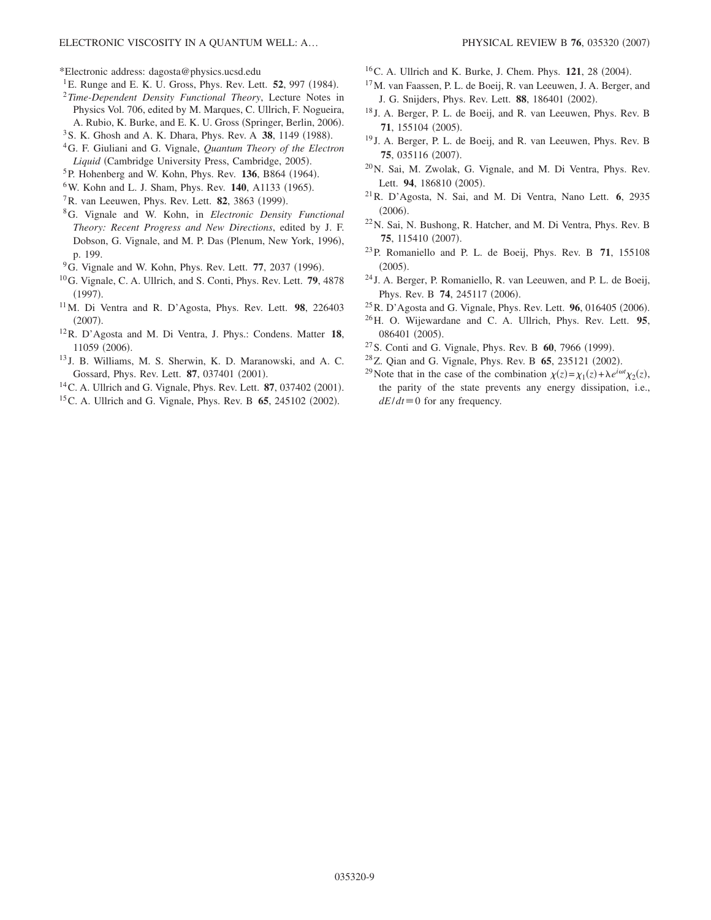*Electronic address: dagosta@physics.ucsd.edu

[1] E. Runge and E. K. U. Gross, Phys. Rev. Lett. **52**, 997 (1984).

[2] *Time-Dependent Density Functional Theory*, Lecture Notes in Physics Vol. 706, edited by M. Marques, C. Ullrich, F. Nogueira, A. Rubio, K. Burke, and E. K. U. Gross (Springer, Berlin, 2006).

[3] S. K. Ghosh and A. K. Dhara, Phys. Rev. A **38**, 1149 (1988).

[4] G. F. Giuliani and G. Vignale, *Quantum Theory of the Electron Liquid* (Cambridge University Press, Cambridge, 2005).

[5] P. Hohenberg and W. Kohn, Phys. Rev. **136**, B864 (1964).

[6] W. Kohn and L. J. Sham, Phys. Rev. **140**, A1133 (1965).

[7] R. van Leeuwen, Phys. Rev. Lett. **82**, 3863 (1999).

[8] G. Vignale and W. Kohn, in *Electronic Density Functional Theory: Recent Progress and New Directions*, edited by J. F. Dobson, G. Vignale, and M. P. Das (Plenum, New York, 1996), p. 199.

[9] G. Vignale and W. Kohn, Phys. Rev. Lett. **77**, 2037 (1996).

[10] G. Vignale, C. A. Ullrich, and S. Conti, Phys. Rev. Lett. **79**, 4878 (1997).

[11] M. Di Ventra and R. D'Agosta, Phys. Rev. Lett. **98**, 226403 (2007).

[12] R. D'Agosta and M. Di Ventra, J. Phys.: Condens. Matter **18**, 11059 (2006).

[13] J. B. Williams, M. S. Sherwin, K. D. Maranowski, and A. C. Gossard, Phys. Rev. Lett. **87**, 037401 (2001).

[14] C. A. Ullrich and G. Vignale, Phys. Rev. Lett. **87**, 037402 (2001).

[15] C. A. Ullrich and G. Vignale, Phys. Rev. B **65**, 245102 (2002).

[16] C. A. Ullrich and K. Burke, J. Chem. Phys. **121**, 28 (2004).

[17] M. van Faassen, P. L. de Boeij, R. van Leeuwen, J. A. Berger, and J. G. Snijders, Phys. Rev. Lett. **88**, 186401 (2002).

[18] J. A. Berger, P. L. de Boeij, and R. van Leeuwen, Phys. Rev. B **71**, 155104 (2005).

[19] J. A. Berger, P. L. de Boeij, and R. van Leeuwen, Phys. Rev. B **75**, 035116 (2007).

[20] N. Sai, M. Zwolak, G. Vignale, and M. Di Ventra, Phys. Rev. Lett. **94**, 186810 (2005).

[21] R. D'Agosta, N. Sai, and M. Di Ventra, Nano Lett. **6**, 2935 (2006).

[22] N. Sai, N. Bushong, R. Hatcher, and M. Di Ventra, Phys. Rev. B **75**, 115410 (2007).

[23] P. Romaniello and P. L. de Boeij, Phys. Rev. B **71**, 155108 (2005).

[24] J. A. Berger, P. Romaniello, R. van Leeuwen, and P. L. de Boeij, Phys. Rev. B **74**, 245117 (2006).

[25] R. D'Agosta and G. Vignale, Phys. Rev. Lett. **96**, 016405 (2006).

[26] H. O. Wijewardane and C. A. Ullrich, Phys. Rev. Lett. **95**, 086401 (2005).

[27] S. Conti and G. Vignale, Phys. Rev. B **60**, 7966 (1999).

[28] Z. Qian and G. Vignale, Phys. Rev. B **65**, 235121 (2002).

[29] Note that in the case of the combination $\chi(z)=\chi_1(z)+\lambda e^{i\omega t}\chi_2(z)$, the parity of the state prevents any energy dissipation, i.e., $dE/dt\equiv 0$ for any frequency.